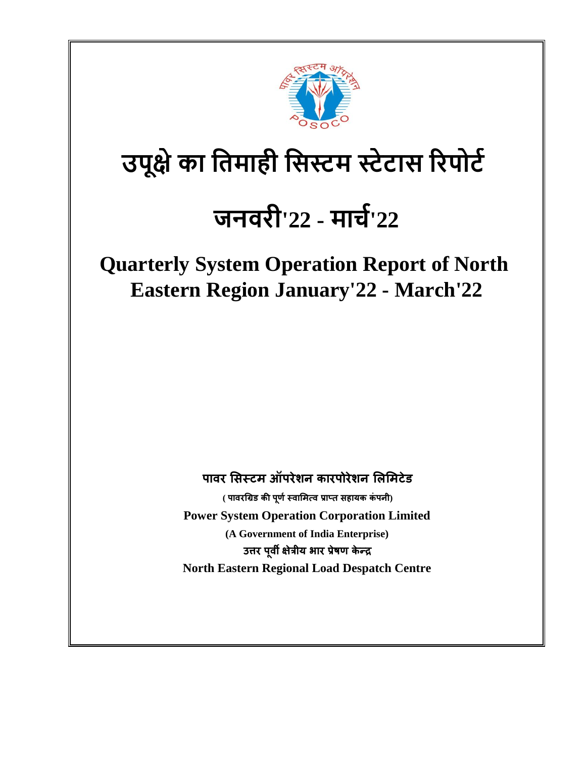# उपूक्षे का तिमाही सिस्टम स्टेटास रिपोर्ट

# जनवरी'22 - मार्च'22

# Quarterly System Operation Report of North Eastern Region January'22 - March'22

**पावर सिस्टम ऑपरेशन कारपोरेशन लिमिटेड**

**( पावरग्रिड की पूर्ण स्वामित्व प्राप्त सहायक कंपनी)**

**Power System Operation Corporation Limited**

**(A Government of India Enterprise)**

**उत्तर पूर्वी क्षेत्रीय भार प्रेषण केन्द्र**

**North Eastern Regional Load Despatch Centre**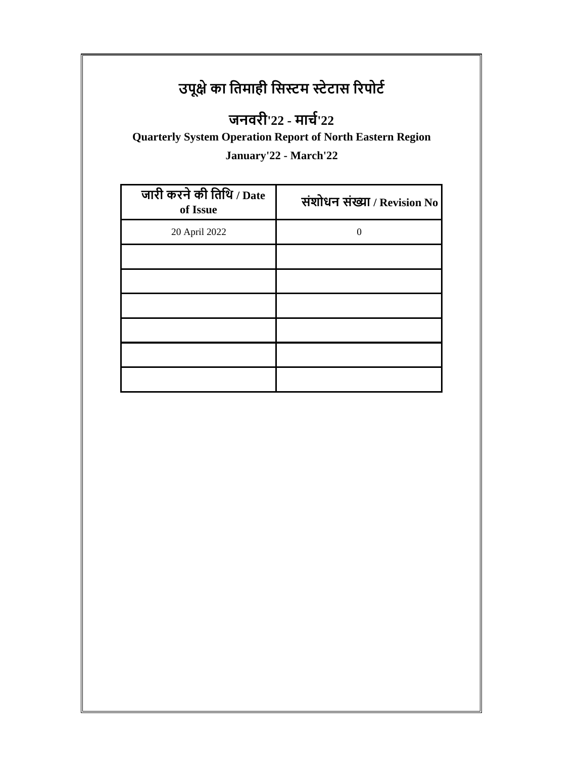# उपूक्षे का तिमाही सिस्टम स्टेटास रिपोर्ट

## जनवरी'22 - मार्च'22

**Quarterly System Operation Report of North Eastern Region**

**January'22 - March'22**

| जारी करने की तिथि / Date of Issue | संशोधन संख्या / Revision No |
|---|---|
| 20 April 2022 | 0 |
| | |
| | |
| | |
| | |
| | |
| | |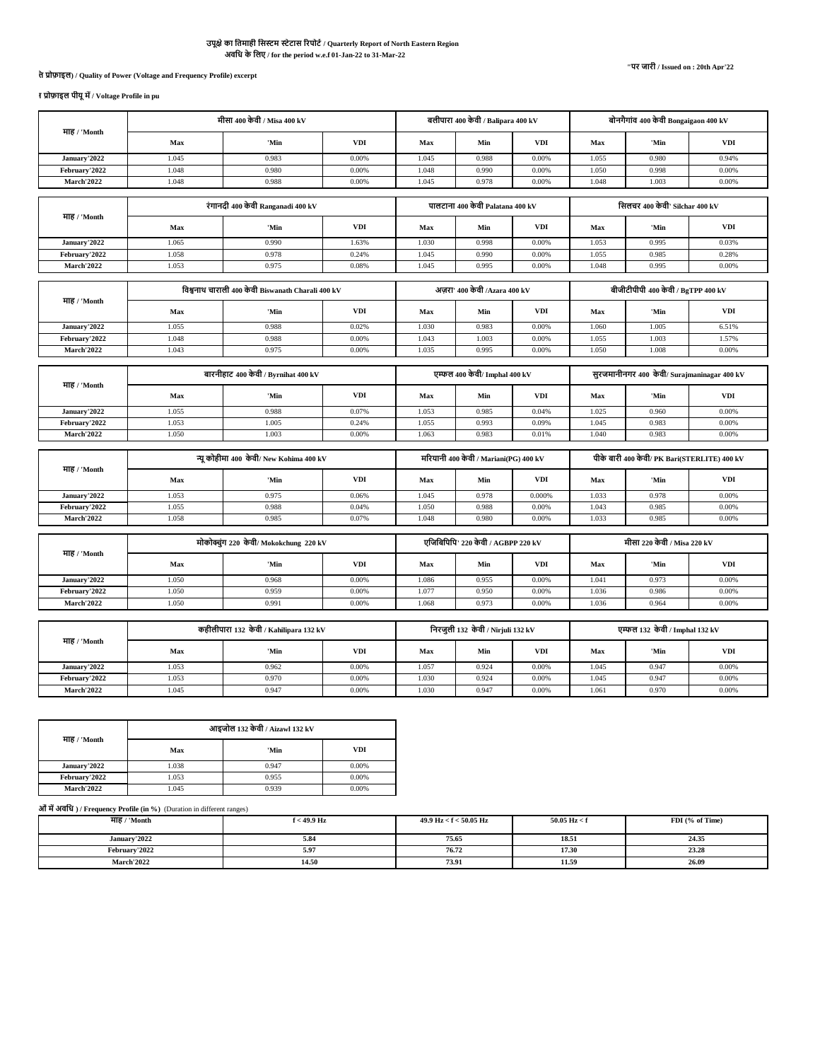# उपूक्षे का तिमाही सिस्टम स्टेटास रिपोर्ट / Quarterly Report of North Eastern Region

अवधि के लिए / for the period w.e.f 01-Jan-22 to 31-Mar-22

"पर जारी / Issued on : 20th Apr'22

## ते प्रोफ़ाइल) / Quality of Power (Voltage and Frequency Profile) excerpt

### ह प्रोफ़ाइल पीयू में / Voltage Profile in pu

| माह / 'Month | मीसा 400 केवी / Misa 400 kV | | | बलीपारा 400 केवी / Balipara 400 kV | | | बोनगैगांव 400 केवी Bongaigaon 400 kV | | |
|---|---|---|---|---|---|---|---|---|---|
| | Max | 'Min | VDI | Max | Min | VDI | Max | 'Min | VDI |
| January'2022 | 1.045 | 0.983 | 0.00% | 1.045 | 0.988 | 0.00% | 1.055 | 0.980 | 0.94% |
| February'2022 | 1.048 | 0.980 | 0.00% | 1.048 | 0.990 | 0.00% | 1.050 | 0.998 | 0.00% |
| March'2022 | 1.048 | 0.988 | 0.00% | 1.045 | 0.978 | 0.00% | 1.048 | 1.003 | 0.00% |

| माह / 'Month | रंगानदी 400 केवी Ranganadi 400 kV | | | पालटाना 400 केवी Palatana 400 kV | | | सिलचर 400 केवी' Silchar 400 kV | | |
|---|---|---|---|---|---|---|---|---|---|
| | Max | 'Min | VDI | Max | Min | VDI | Max | 'Min | VDI |
| January'2022 | 1.065 | 0.990 | 1.63% | 1.030 | 0.998 | 0.00% | 1.053 | 0.995 | 0.03% |
| February'2022 | 1.058 | 0.978 | 0.24% | 1.045 | 0.990 | 0.00% | 1.055 | 0.985 | 0.28% |
| March'2022 | 1.053 | 0.975 | 0.08% | 1.045 | 0.995 | 0.00% | 1.048 | 0.995 | 0.00% |

| माह / 'Month | विश्वनाथ चाराली 400 केवी Biswanath Charali 400 kV | | | अज़रा' 400 केवी /Azara 400 kV | | | बीजीटीपीपी 400 केवी / BgTPP 400 kV | | |
|---|---|---|---|---|---|---|---|---|---|
| | Max | 'Min | VDI | Max | Min | VDI | Max | 'Min | VDI |
| January'2022 | 1.055 | 0.988 | 0.02% | 1.030 | 0.983 | 0.00% | 1.060 | 1.005 | 6.51% |
| February'2022 | 1.048 | 0.988 | 0.00% | 1.043 | 1.003 | 0.00% | 1.055 | 1.003 | 1.57% |
| March'2022 | 1.043 | 0.975 | 0.00% | 1.035 | 0.995 | 0.00% | 1.050 | 1.008 | 0.00% |

| माह / 'Month | बारनीहाट 400 केवी / Byrnihat 400 kV | | | एम्फल 400 केवी/ Imphal 400 kV | | | सुरजमानीनगर 400 केवी/ Surajmaninagar 400 kV | | |
|---|---|---|---|---|---|---|---|---|---|
| | Max | 'Min | VDI | Max | Min | VDI | Max | 'Min | VDI |
| January'2022 | 1.055 | 0.988 | 0.07% | 1.053 | 0.985 | 0.04% | 1.025 | 0.960 | 0.00% |
| February'2022 | 1.053 | 1.005 | 0.24% | 1.055 | 0.993 | 0.09% | 1.045 | 0.983 | 0.00% |
| March'2022 | 1.050 | 1.003 | 0.00% | 1.063 | 0.983 | 0.01% | 1.040 | 0.983 | 0.00% |

| माह / 'Month | न्यू कोहीमा 400 केवी/ New Kohima 400 kV | | | मरियानी 400 केवी / Mariani(PG) 400 kV | | | पीके बारी 400 केवी/ PK Bari(STERLITE) 400 kV | | |
|---|---|---|---|---|---|---|---|---|---|
| | Max | 'Min | VDI | Max | Min | VDI | Max | 'Min | VDI |
| January'2022 | 1.053 | 0.975 | 0.06% | 1.045 | 0.978 | 0.000% | 1.033 | 0.978 | 0.00% |
| February'2022 | 1.055 | 0.988 | 0.04% | 1.050 | 0.988 | 0.00% | 1.043 | 0.985 | 0.00% |
| March'2022 | 1.058 | 0.985 | 0.07% | 1.048 | 0.980 | 0.00% | 1.033 | 0.985 | 0.00% |

| माह / 'Month | मोकोक्चुंग 220 केवी/ Mokokchung 220 kV | | | एजिबिपिपि' 220 केवी / AGBPP 220 kV | | | मीसा 220 केवी / Misa 220 kV | | |
|---|---|---|---|---|---|---|---|---|---|
| | Max | 'Min | VDI | Max | Min | VDI | Max | 'Min | VDI |
| January'2022 | 1.050 | 0.968 | 0.00% | 1.086 | 0.955 | 0.00% | 1.041 | 0.973 | 0.00% |
| February'2022 | 1.050 | 0.959 | 0.00% | 1.077 | 0.950 | 0.00% | 1.036 | 0.986 | 0.00% |
| March'2022 | 1.050 | 0.991 | 0.00% | 1.068 | 0.973 | 0.00% | 1.036 | 0.964 | 0.00% |

| माह / 'Month | कहीलीपारा 132 केवी / Kahilipara 132 kV | | | निरजुली 132 केवी / Nirjuli 132 kV | | | एम्फल 132 केवी / Imphal 132 kV | | |
|---|---|---|---|---|---|---|---|---|---|
| | Max | 'Min | VDI | Max | Min | VDI | Max | 'Min | VDI |
| January'2022 | 1.053 | 0.962 | 0.00% | 1.057 | 0.924 | 0.00% | 1.045 | 0.947 | 0.00% |
| February'2022 | 1.053 | 0.970 | 0.00% | 1.030 | 0.924 | 0.00% | 1.045 | 0.947 | 0.00% |
| March'2022 | 1.045 | 0.947 | 0.00% | 1.030 | 0.947 | 0.00% | 1.061 | 0.970 | 0.00% |

| माह / 'Month | आइजोल 132 केवी / Aizawl 132 kV | | |
|---|---|---|---|
| | Max | 'Min | VDI |
| January'2022 | 1.038 | 0.947 | 0.00% |
| February'2022 | 1.053 | 0.955 | 0.00% |
| March'2022 | 1.045 | 0.939 | 0.00% |

### ओं में अवधि ) / Frequency Profile (in %) (Duration in different ranges)

| माह / 'Month | f < 49.9 Hz | 49.9 Hz < f < 50.05 Hz | 50.05 Hz < f | FDI (% of Time) |
|---|---|---|---|---|
| January'2022 | 5.84 | 75.65 | 18.51 | 24.35 |
| February'2022 | 5.97 | 76.72 | 17.30 | 23.28 |
| March'2022 | 14.50 | 73.91 | 11.59 | 26.09 |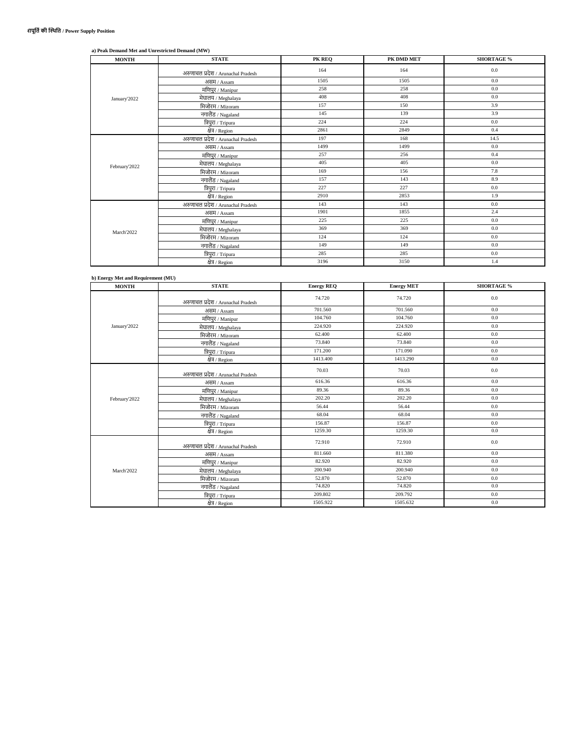# ापूर्ति की स्थिति / Power Supply Position

**a) Peak Demand Met and Unrestricted Demand (MW)**

| MONTH | STATE | PK REQ | PK DMD MET | SHORTAGE % |
|---|---|---|---|---|
| January'2022 | अरुणाचल प्रदेश / Arunachal Pradesh | 164 | 164 | 0.0 |
| | असम / Assam | 1505 | 1505 | 0.0 |
| | मणिपुर / Manipur | 258 | 258 | 0.0 |
| | मेघालय / Meghalaya | 408 | 408 | 0.0 |
| | मिजोरम / Mizoram | 157 | 150 | 3.9 |
| | नगालैंड / Nagaland | 145 | 139 | 3.9 |
| | त्रिपुरा / Tripura | 224 | 224 | 0.0 |
| | क्षेत्र / Region | 2861 | 2849 | 0.4 |
| February'2022 | अरुणाचल प्रदेश / Arunachal Pradesh | 197 | 168 | 14.5 |
| | असम / Assam | 1499 | 1499 | 0.0 |
| | मणिपुर / Manipur | 257 | 256 | 0.4 |
| | मेघालय / Meghalaya | 405 | 405 | 0.0 |
| | मिजोरम / Mizoram | 169 | 156 | 7.8 |
| | नगालैंड / Nagaland | 157 | 143 | 8.9 |
| | त्रिपुरा / Tripura | 227 | 227 | 0.0 |
| | क्षेत्र / Region | 2910 | 2853 | 1.9 |
| March'2022 | अरुणाचल प्रदेश / Arunachal Pradesh | 143 | 143 | 0.0 |
| | असम / Assam | 1901 | 1855 | 2.4 |
| | मणिपुर / Manipur | 225 | 225 | 0.0 |
| | मेघालय / Meghalaya | 369 | 369 | 0.0 |
| | मिजोरम / Mizoram | 124 | 124 | 0.0 |
| | नगालैंड / Nagaland | 149 | 149 | 0.0 |
| | त्रिपुरा / Tripura | 285 | 285 | 0.0 |
| | क्षेत्र / Region | 3196 | 3150 | 1.4 |

**b) Energy Met and Requirement (MU)**

| MONTH | STATE | Energy REQ | Energy MET | SHORTAGE % |
|---|---|---|---|---|
| January'2022 | अरुणाचल प्रदेश / Arunachal Pradesh | 74.720 | 74.720 | 0.0 |
| | असम / Assam | 701.560 | 701.560 | 0.0 |
| | मणिपुर / Manipur | 104.760 | 104.760 | 0.0 |
| | मेघालय / Meghalaya | 224.920 | 224.920 | 0.0 |
| | मिजोरम / Mizoram | 62.400 | 62.400 | 0.0 |
| | नगालैंड / Nagaland | 73.840 | 73.840 | 0.0 |
| | त्रिपुरा / Tripura | 171.200 | 171.090 | 0.0 |
| | क्षेत्र / Region | 1413.400 | 1413.290 | 0.0 |
| February'2022 | अरुणाचल प्रदेश / Arunachal Pradesh | 70.03 | 70.03 | 0.0 |
| | असम / Assam | 616.36 | 616.36 | 0.0 |
| | मणिपुर / Manipur | 89.36 | 89.36 | 0.0 |
| | मेघालय / Meghalaya | 202.20 | 202.20 | 0.0 |
| | मिजोरम / Mizoram | 56.44 | 56.44 | 0.0 |
| | नगालैंड / Nagaland | 68.04 | 68.04 | 0.0 |
| | त्रिपुरा / Tripura | 156.87 | 156.87 | 0.0 |
| | क्षेत्र / Region | 1259.30 | 1259.30 | 0.0 |
| March'2022 | अरुणाचल प्रदेश / Arunachal Pradesh | 72.910 | 72.910 | 0.0 |
| | असम / Assam | 811.660 | 811.380 | 0.0 |
| | मणिपुर / Manipur | 82.920 | 82.920 | 0.0 |
| | मेघालय / Meghalaya | 200.940 | 200.940 | 0.0 |
| | मिजोरम / Mizoram | 52.870 | 52.870 | 0.0 |
| | नगालैंड / Nagaland | 74.820 | 74.820 | 0.0 |
| | त्रिपुरा / Tripura | 209.802 | 209.792 | 0.0 |
| | क्षेत्र / Region | 1505.922 | 1505.632 | 0.0 |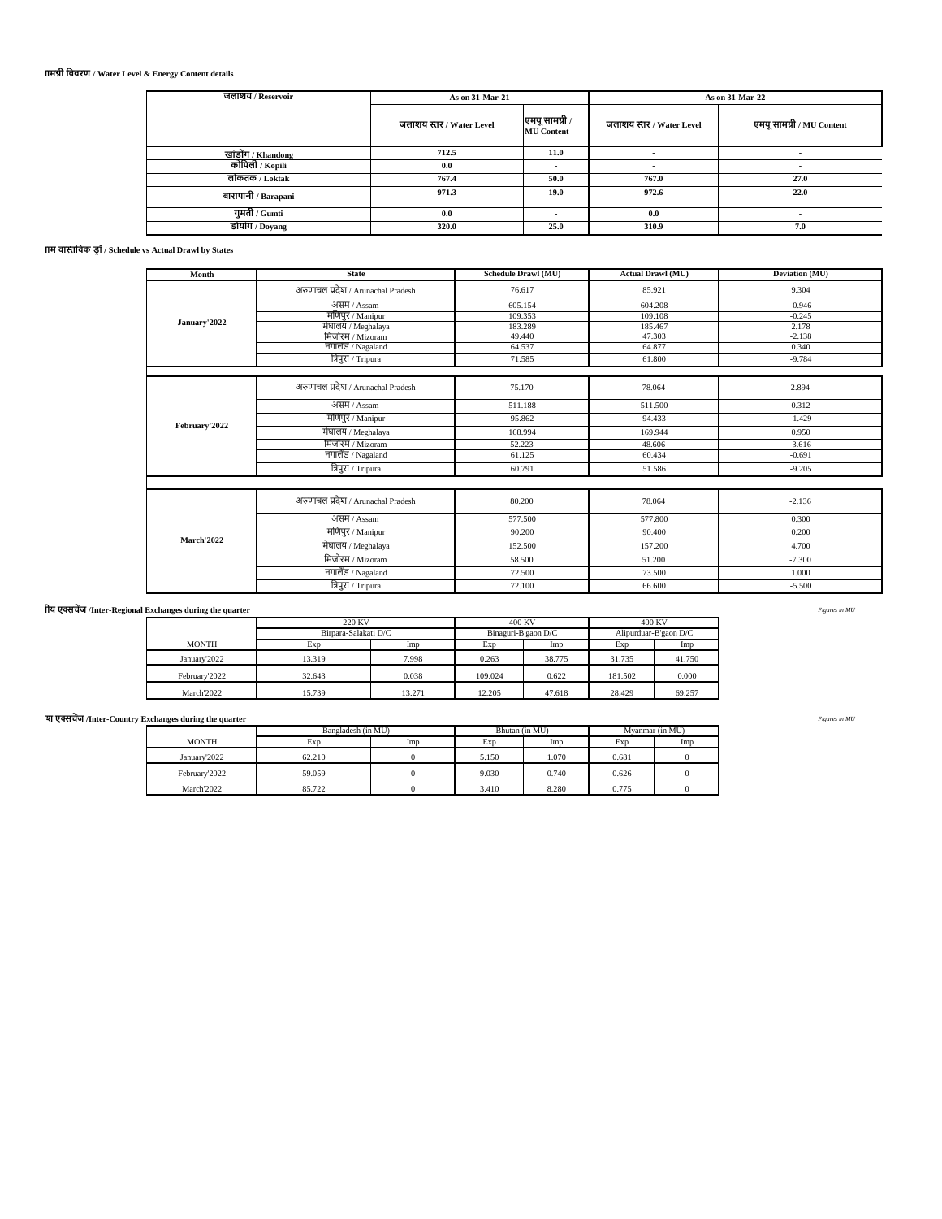### ामग्री विवरण / Water Level & Energy Content details

| जलाशय / Reservoir | As on 31-Mar-21 | | As on 31-Mar-22 | |
|---|---|---|---|---|
| | जलाशय स्तर / Water Level | एमयू सामग्री / MU Content | जलाशय स्तर / Water Level | एमयू सामग्री / MU Content |
| खांडोंग / Khandong | 712.5 | 11.0 | - | - |
| कोपिली / Kopili | 0.0 | - | - | - |
| लोकतक / Loktak | 767.4 | 50.0 | 767.0 | 27.0 |
| बारापानी / Barapani | 971.3 | 19.0 | 972.6 | 22.0 |
| गुमती / Gumti | 0.0 | - | 0.0 | - |
| डोयांग / Doyang | 320.0 | 25.0 | 310.9 | 7.0 |

### ाम वास्तविक ड्रॉ / Schedule vs Actual Drawl by States

| Month | State | Schedule Drawl (MU) | Actual Drawl (MU) | Deviation (MU) |
|---|---|---|---|---|
| January'2022 | अरुणाचल प्रदेश / Arunachal Pradesh | 76.617 | 85.921 | 9.304 |
| | असम / Assam | 605.154 | 604.208 | -0.946 |
| | मणिपुर / Manipur | 109.353 | 109.108 | -0.245 |
| | मेघालय / Meghalaya | 183.289 | 185.467 | 2.178 |
| | मिजोरम / Mizoram | 49.440 | 47.303 | -2.138 |
| | नगालैंड / Nagaland | 64.537 | 64.877 | 0.340 |
| | त्रिपुरा / Tripura | 71.585 | 61.800 | -9.784 |
| February'2022 | अरुणाचल प्रदेश / Arunachal Pradesh | 75.170 | 78.064 | 2.894 |
| | असम / Assam | 511.188 | 511.500 | 0.312 |
| | मणिपुर / Manipur | 95.862 | 94.433 | -1.429 |
| | मेघालय / Meghalaya | 168.994 | 169.944 | 0.950 |
| | मिजोरम / Mizoram | 52.223 | 48.606 | -3.616 |
| | नगालैंड / Nagaland | 61.125 | 60.434 | -0.691 |
| | त्रिपुरा / Tripura | 60.791 | 51.586 | -9.205 |
| March'2022 | अरुणाचल प्रदेश / Arunachal Pradesh | 80.200 | 78.064 | -2.136 |
| | असम / Assam | 577.500 | 577.800 | 0.300 |
| | मणिपुर / Manipur | 90.200 | 90.400 | 0.200 |
| | मेघालय / Meghalaya | 152.500 | 157.200 | 4.700 |
| | मिजोरम / Mizoram | 58.500 | 51.200 | -7.300 |
| | नगालैंड / Nagaland | 72.500 | 73.500 | 1.000 |
| | त्रिपुरा / Tripura | 72.100 | 66.600 | -5.500 |

### ीय एक्सचेंज /Inter-Regional Exchanges during the quarter

*Figures in MU*

| | 220 KV | | 400 KV | | 400 KV | |
|---|---|---|---|---|---|---|
| | Birpara-Salakati D/C | | Binaguri-B'gaon D/C | | Alipurduar-B'gaon D/C | |
| MONTH | Exp | Imp | Exp | Imp | Exp | Imp |
| January'2022 | 13.319 | 7.998 | 0.263 | 38.775 | 31.735 | 41.750 |
| February'2022 | 32.643 | 0.038 | 109.024 | 0.622 | 181.502 | 0.000 |
| March'2022 | 15.739 | 13.271 | 12.205 | 47.618 | 28.429 | 69.257 |

### ्श एक्सचेंज /Inter-Country Exchanges during the quarter

*Figures in MU*

| | Bangladesh (in MU) | | Bhutan (in MU) | | Myanmar (in MU) | |
|---|---|---|---|---|---|---|
| MONTH | Exp | Imp | Exp | Imp | Exp | Imp |
| January'2022 | 62.210 | 0 | 5.150 | 1.070 | 0.681 | 0 |
| February'2022 | 59.059 | 0 | 9.030 | 0.740 | 0.626 | 0 |
| March'2022 | 85.722 | 0 | 3.410 | 8.280 | 0.775 | 0 |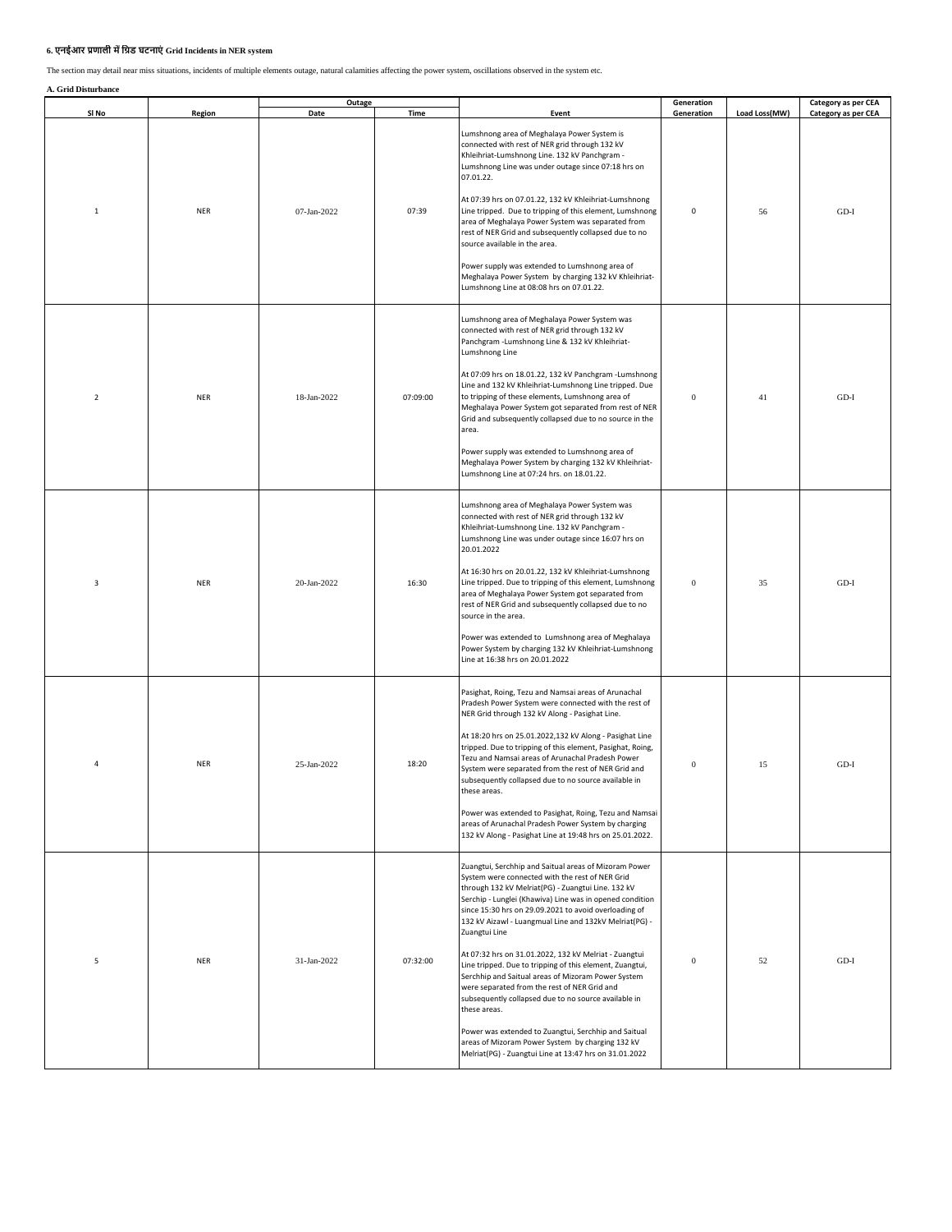**6. एनईआर प्रणाली में ग्रिड घटनाएं Grid Incidents in NER system**

The section may detail near miss situations, incidents of multiple elements outage, natural calamities affecting the power system, oscillations observed in the system etc.

**A. Grid Disturbance**

| Sl No | Region | Outage | | Event | Generation | | Category as per CEA |
|---|---|---|---|---|---|---|---|
| | | Date | Time | | Generation | Load Loss(MW) | Category as per CEA |
| 1 | NER | 07-Jan-2022 | 07:39 | Lumshnong area of Meghalaya Power System is connected with rest of NER grid through 132 kV Khleihriat-Lumshnong Line. 132 kV Panchgram - Lumshnong Line was under outage since 07:18 hrs on 07.01.22.<br><br>At 07:39 hrs on 07.01.22, 132 kV Khleihriat-Lumshnong Line tripped. Due to tripping of this element, Lumshnong area of Meghalaya Power System was separated from rest of NER Grid and subsequently collapsed due to no source available in the area.<br><br>Power supply was extended to Lumshnong area of Meghalaya Power System by charging 132 kV Khleihriat-Lumshnong Line at 08:08 hrs on 07.01.22. | 0 | 56 | GD-I |
| 2 | NER | 18-Jan-2022 | 07:09:00 | Lumshnong area of Meghalaya Power System was connected with rest of NER grid through 132 kV Panchgram -Lumshnong Line & 132 kV Khleihriat-Lumshnong Line<br><br>At 07:09 hrs on 18.01.22, 132 kV Panchgram -Lumshnong Line and 132 kV Khleihriat-Lumshnong Line tripped. Due to tripping of these elements, Lumshnong area of Meghalaya Power System got separated from rest of NER Grid and subsequently collapsed due to no source in the area.<br><br>Power supply was extended to Lumshnong area of Meghalaya Power System by charging 132 kV Khleihriat-Lumshnong Line at 07:24 hrs. on 18.01.22. | 0 | 41 | GD-I |
| 3 | NER | 20-Jan-2022 | 16:30 | Lumshnong area of Meghalaya Power System was connected with rest of NER grid through 132 kV Khleihriat-Lumshnong Line. 132 kV Panchgram - Lumshnong Line was under outage since 16:07 hrs on 20.01.2022<br><br>At 16:30 hrs on 20.01.22, 132 kV Khleihriat-Lumshnong Line tripped. Due to tripping of this element, Lumshnong area of Meghalaya Power System got separated from rest of NER Grid and subsequently collapsed due to no source in the area.<br><br>Power was extended to Lumshnong area of Meghalaya Power System by charging 132 kV Khleihriat-Lumshnong Line at 16:38 hrs on 20.01.2022 | 0 | 35 | GD-I |
| 4 | NER | 25-Jan-2022 | 18:20 | Pasighat, Roing, Tezu and Namsai areas of Arunachal Pradesh Power System were connected with the rest of NER Grid through 132 kV Along - Pasighat Line.<br><br>At 18:20 hrs on 25.01.2022,132 kV Along - Pasighat Line tripped. Due to tripping of this element, Pasighat, Roing, Tezu and Namsai areas of Arunachal Pradesh Power System were separated from the rest of NER Grid and subsequently collapsed due to no source available in these areas.<br><br>Power was extended to Pasighat, Roing, Tezu and Namsai areas of Arunachal Pradesh Power System by charging 132 kV Along - Pasighat Line at 19:48 hrs on 25.01.2022. | 0 | 15 | GD-I |
| 5 | NER | 31-Jan-2022 | 07:32:00 | Zuangtui, Serchhip and Saitual areas of Mizoram Power System were connected with the rest of NER Grid through 132 kV Melriat(PG) - Zuangtui Line. 132 kV Serchip - Lunglei (Khawiva) Line was in opened condition since 15:30 hrs on 29.09.2021 to avoid overloading of 132 kV Aizawl - Luangmual Line and 132kV Melriat(PG) - Zuangtui Line<br><br>At 07:32 hrs on 31.01.2022,132 kV Melriat - Zuangtui Line tripped. Due to tripping of this element, Zuangtui, Serchhip and Saitual areas of Mizoram Power System were separated from the rest of NER Grid and subsequently collapsed due to no source available in these areas.<br><br>Power was extended to Zuangtui, Serchhip and Saitual areas of Mizoram Power System by charging 132 kV Melriat(PG) - Zuangtui Line at 13:47 hrs on 31.01.2022 | 0 | 52 | GD-I |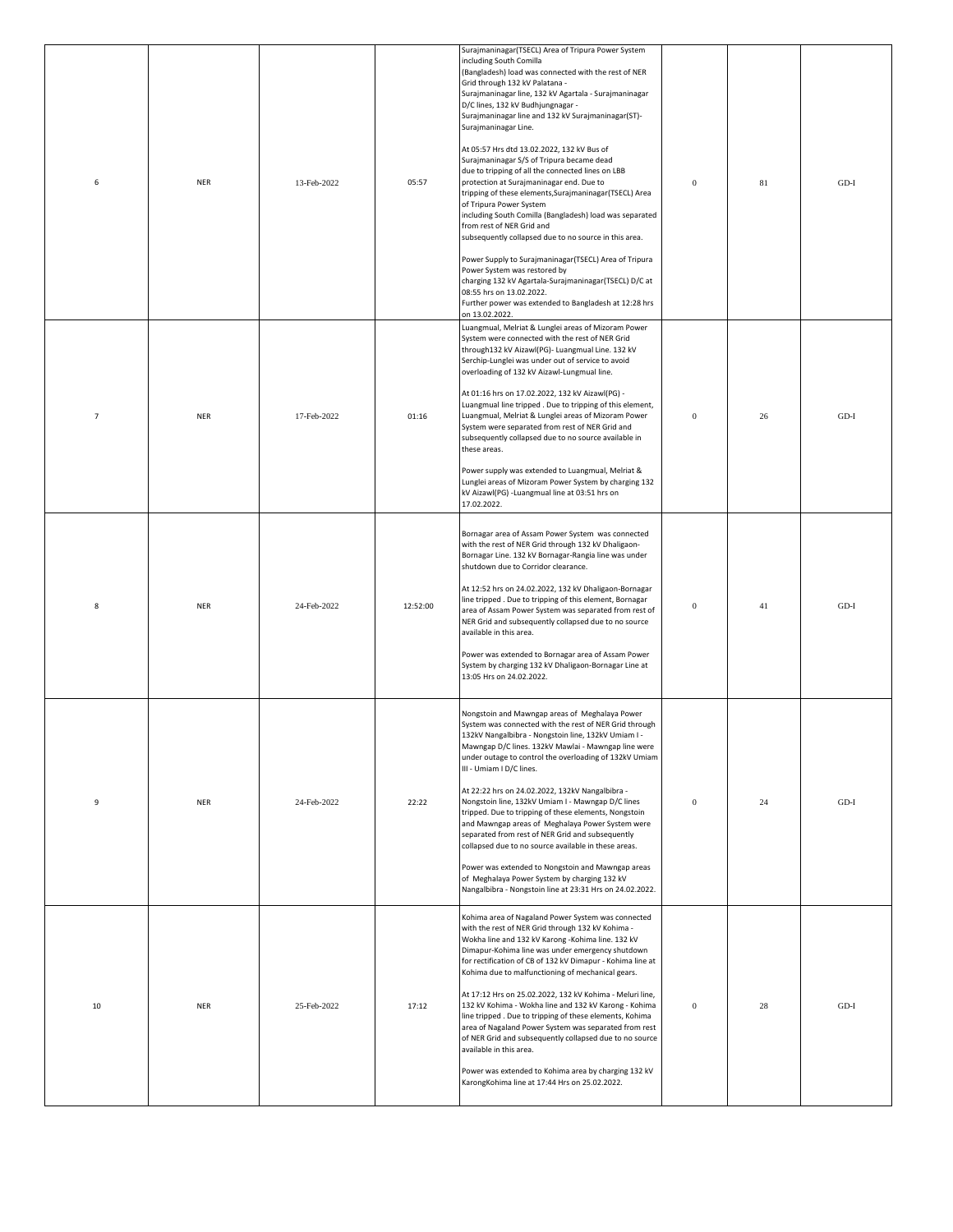| 6 | NER | 13-Feb-2022 | 05:57 | Surajmaninagar(TSECL) Area of Tripura Power System including South Comilla (Bangladesh) load was connected with the rest of NER Grid through 132 kV Palatana - Surajmaninagar line, 132 kV Agartala - Surajmaninagar D/C lines, 132 kV Budhjungnagar - Surajmaninagar line and 132 kV Surajmaninagar(ST)- Surajmaninagar Line.<br><br>At 05:57 Hrs dtd 13.02.2022, 132 kV Bus of Surajmaninagar S/S of Tripura became dead due to tripping of all the connected lines on LBB protection at Surajmaninagar end. Due to tripping of these elements,Surajmaninagar(TSECL) Area of Tripura Power System including South Comilla (Bangladesh) load was separated from rest of NER Grid and subsequently collapsed due to no source in this area.<br><br>Power Supply to Surajmaninagar(TSECL) Area of Tripura Power System was restored by charging 132 kV Agartala-Surajmaninagar(TSECL) D/C at 08:55 hrs on 13.02.2022.<br>Further power was extended to Bangladesh at 12:28 hrs on 13.02.2022. | 0 | 81 | GD-I |
|---|---|---|---|---|---|---|---|
| 7 | NER | 17-Feb-2022 | 01:16 | Luangmual, Melriat & Lunglei areas of Mizoram Power System were connected with the rest of NER Grid through132 kV Aizawl(PG)- Luangmual Line. 132 kV Serchip-Lunglei was under out of service to avoid overloading of 132 kV Aizawl-Lungmual line.<br><br>At 01:16 hrs on 17.02.2022, 132 kV Aizawl(PG) - Luangmual line tripped . Due to tripping of this element, Luangmual, Melriat & Lunglei areas of Mizoram Power System were separated from rest of NER Grid and subsequently collapsed due to no source available in these areas.<br><br>Power supply was extended to Luangmual, Melriat & Lunglei areas of Mizoram Power System by charging 132 kV Aizawl(PG) -Luangmual line at 03:51 hrs on 17.02.2022. | 0 | 26 | GD-I |
| 8 | NER | 24-Feb-2022 | 12:52:00 | Bornagar area of Assam Power System was connected with the rest of NER Grid through 132 kV Dhaligaon-Bornagar Line. 132 kV Bornagar-Rangia line was under shutdown due to Corridor clearance.<br><br>At 12:52 hrs on 24.02.2022, 132 kV Dhaligaon-Bornagar line tripped . Due to tripping of this element, Bornagar area of Assam Power System was separated from rest of NER Grid and subsequently collapsed due to no source available in this area.<br><br>Power was extended to Bornagar area of Assam Power System by charging 132 kV Dhaligaon-Bornagar Line at 13:05 Hrs on 24.02.2022. | 0 | 41 | GD-I |
| 9 | NER | 24-Feb-2022 | 22:22 | Nongstoin and Mawngap areas of Meghalaya Power System was connected with the rest of NER Grid through 132kV Nangalbibra - Nongstoin line, 132kV Umiam I - Mawngap D/C lines. 132kV Mawlai - Mawngap line were under outage to control the overloading of 132kV Umiam III - Umiam I D/C lines.<br><br>At 22:22 hrs on 24.02.2022, 132kV Nangalbibra - Nongstoin line, 132kV Umiam I - Mawngap D/C lines tripped. Due to tripping of these elements, Nongstoin and Mawngap areas of Meghalaya Power System were separated from rest of NER Grid and subsequently collapsed due to no source available in these areas.<br><br>Power was extended to Nongstoin and Mawngap areas of Meghalaya Power System by charging 132 kV Nangalbibra - Nongstoin line at 23:31 Hrs on 24.02.2022. | 0 | 24 | GD-I |
| 10 | NER | 25-Feb-2022 | 17:12 | Kohima area of Nagaland Power System was connected with the rest of NER Grid through 132 kV Kohima - Wokha line and 132 kV Karong -Kohima line. 132 kV Dimapur-Kohima line was under emergency shutdown for rectification of CB of 132 kV Dimapur - Kohima line at Kohima due to malfunctioning of mechanical gears.<br><br>At 17:12 Hrs on 25.02.2022, 132 kV Kohima - Meluri line, 132 kV Kohima - Wokha line and 132 kV Karong - Kohima line tripped . Due to tripping of these elements, Kohima area of Nagaland Power System was separated from rest of NER Grid and subsequently collapsed due to no source available in this area.<br><br>Power was extended to Kohima area by charging 132 kV KarongKohima line at 17:44 Hrs on 25.02.2022. | 0 | 28 | GD-I |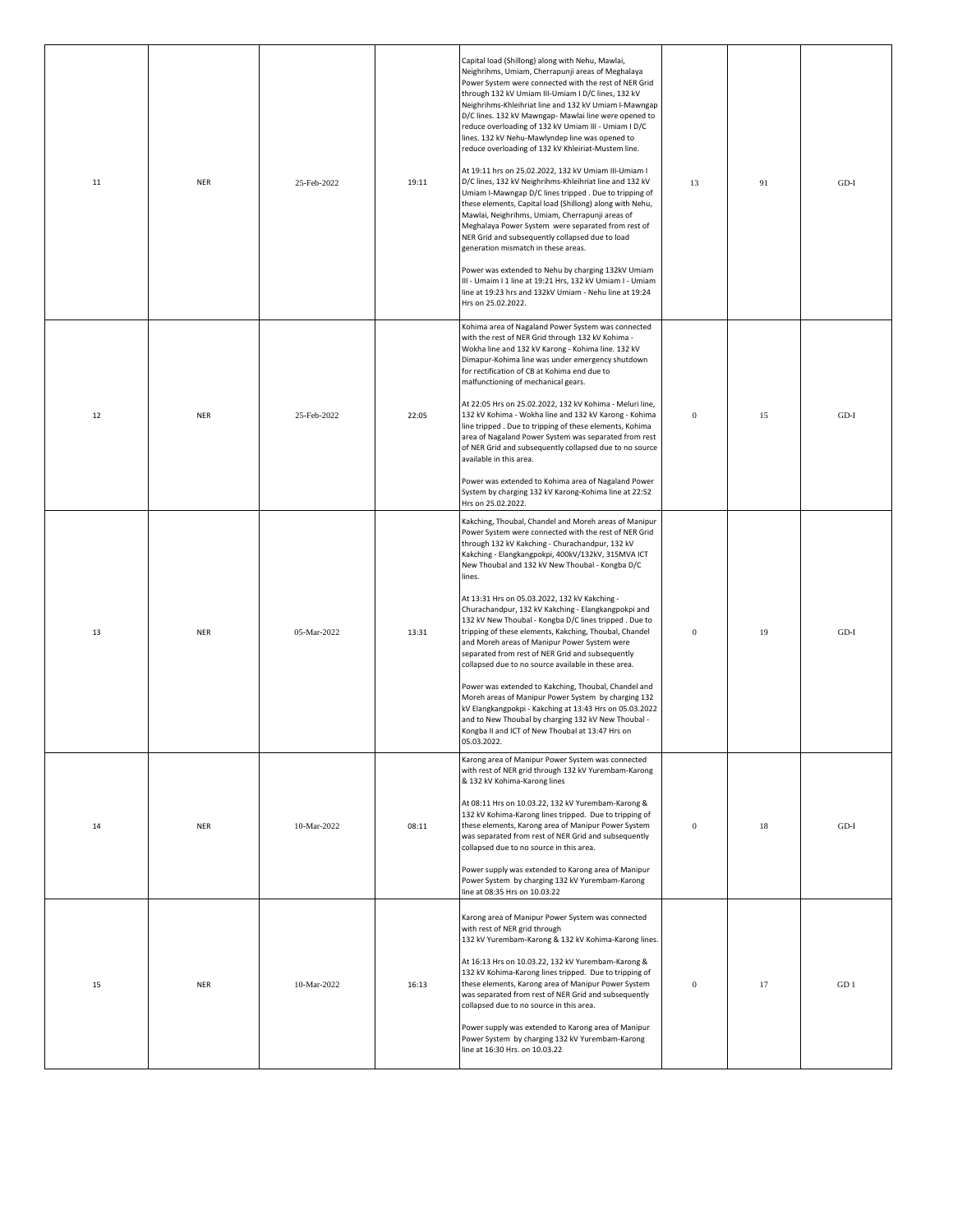| 11 | NER | 25-Feb-2022 | 19:11 | Capital load (Shillong) along with Nehu, Mawlai, Neighrihms, Umiam, Cherrapunji areas of Meghalaya Power System were connected with the rest of NER Grid through 132 kV Umiam III-Umiam I D/C lines, 132 kV Neighrihms-Khleihriat line and 132 kV Umiam I-Mawngap D/C lines. 132 kV Mawngap- Mawlai line were opened to reduce overloading of 132 kV Umiam III - Umiam I D/C lines. 132 kV Nehu-Mawlyndep line was opened to reduce overloading of 132 kV Khleiriat-Mustem line.<br><br>At 19:11 hrs on 25.02.2022, 132 kV Umiam III-Umiam I D/C lines, 132 kV Neighrihms-Khleihriat line and 132 kV Umiam I-Mawngap D/C lines tripped . Due to tripping of these elements, Capital load (Shillong) along with Nehu, Mawlai, Neighrihms, Umiam, Cherrapunji areas of Meghalaya Power System were separated from rest of NER Grid and subsequently collapsed due to load generation mismatch in these areas.<br><br>Power was extended to Nehu by charging 132kV Umiam III - Umaim I 1 line at 19:21 Hrs, 132 kV Umiam I - Umiam line at 19:23 hrs and 132kV Umiam - Nehu line at 19:24 Hrs on 25.02.2022. | 13 | 91 | GD-I |
|---|---|---|---|---|---|---|---|
| 12 | NER | 25-Feb-2022 | 22:05 | Kohima area of Nagaland Power System was connected with the rest of NER Grid through 132 kV Kohima - Wokha line and 132 kV Karong - Kohima line. 132 kV Dimapur-Kohima line was under emergency shutdown for rectification of CB at Kohima end due to malfunctioning of mechanical gears.<br><br>At 22:05 Hrs on 25.02.2022, 132 kV Kohima - Meluri line, 132 kV Kohima - Wokha line and 132 kV Karong - Kohima line tripped . Due to tripping of these elements, Kohima area of Nagaland Power System was separated from rest of NER Grid and subsequently collapsed due to no source available in this area.<br><br>Power was extended to Kohima area of Nagaland Power System by charging 132 kV Karong-Kohima line at 22:52 Hrs on 25.02.2022. | 0 | 15 | GD-I |
| 13 | NER | 05-Mar-2022 | 13:31 | Kakching, Thoubal, Chandel and Moreh areas of Manipur Power System were connected with the rest of NER Grid through 132 kV Kakching - Churachandpur, 132 kV Kakching - Elangkangpokpi, 400kV/132kV, 315MVA ICT New Thoubal and 132 kV New Thoubal - Kongba D/C lines.<br><br>At 13:31 Hrs on 05.03.2022, 132 kV Kakching - Churachandpur, 132 kV Kakching - Elangkangpokpi and 132 kV New Thoubal - Kongba D/C lines tripped . Due to tripping of these elements, Kakching, Thoubal, Chandel and Moreh areas of Manipur Power System were separated from rest of NER Grid and subsequently collapsed due to no source available in these area.<br><br>Power was extended to Kakching, Thoubal, Chandel and Moreh areas of Manipur Power System by charging 132 kV Elangkangpokpi - Kakching at 13:43 Hrs on 05.03.2022 and to New Thoubal by charging 132 kV New Thoubal - Kongba II and ICT of New Thoubal at 13:47 Hrs on 05.03.2022. | 0 | 19 | GD-I |
| 14 | NER | 10-Mar-2022 | 08:11 | Karong area of Manipur Power System was connected with rest of NER grid through 132 kV Yurembam-Karong & 132 kV Kohima-Karong lines<br><br>At 08:11 Hrs on 10.03.22, 132 kV Yurembam-Karong & 132 kV Kohima-Karong lines tripped. Due to tripping of these elements, Karong area of Manipur Power System was separated from rest of NER Grid and subsequently collapsed due to no source in this area.<br><br>Power supply was extended to Karong area of Manipur Power System by charging 132 kV Yurembam-Karong line at 08:35 Hrs on 10.03.22 | 0 | 18 | GD-I |
| 15 | NER | 10-Mar-2022 | 16:13 | Karong area of Manipur Power System was connected with rest of NER grid through 132 kV Yurembam-Karong & 132 kV Kohima-Karong lines.<br><br>At 16:13 Hrs on 10.03.22, 132 kV Yurembam-Karong & 132 kV Kohima-Karong lines tripped. Due to tripping of these elements, Karong area of Manipur Power System was separated from rest of NER Grid and subsequently collapsed due to no source in this area.<br><br>Power supply was extended to Karong area of Manipur Power System by charging 132 kV Yurembam-Karong line at 16:30 Hrs. on 10.03.22 | 0 | 17 | GD 1 |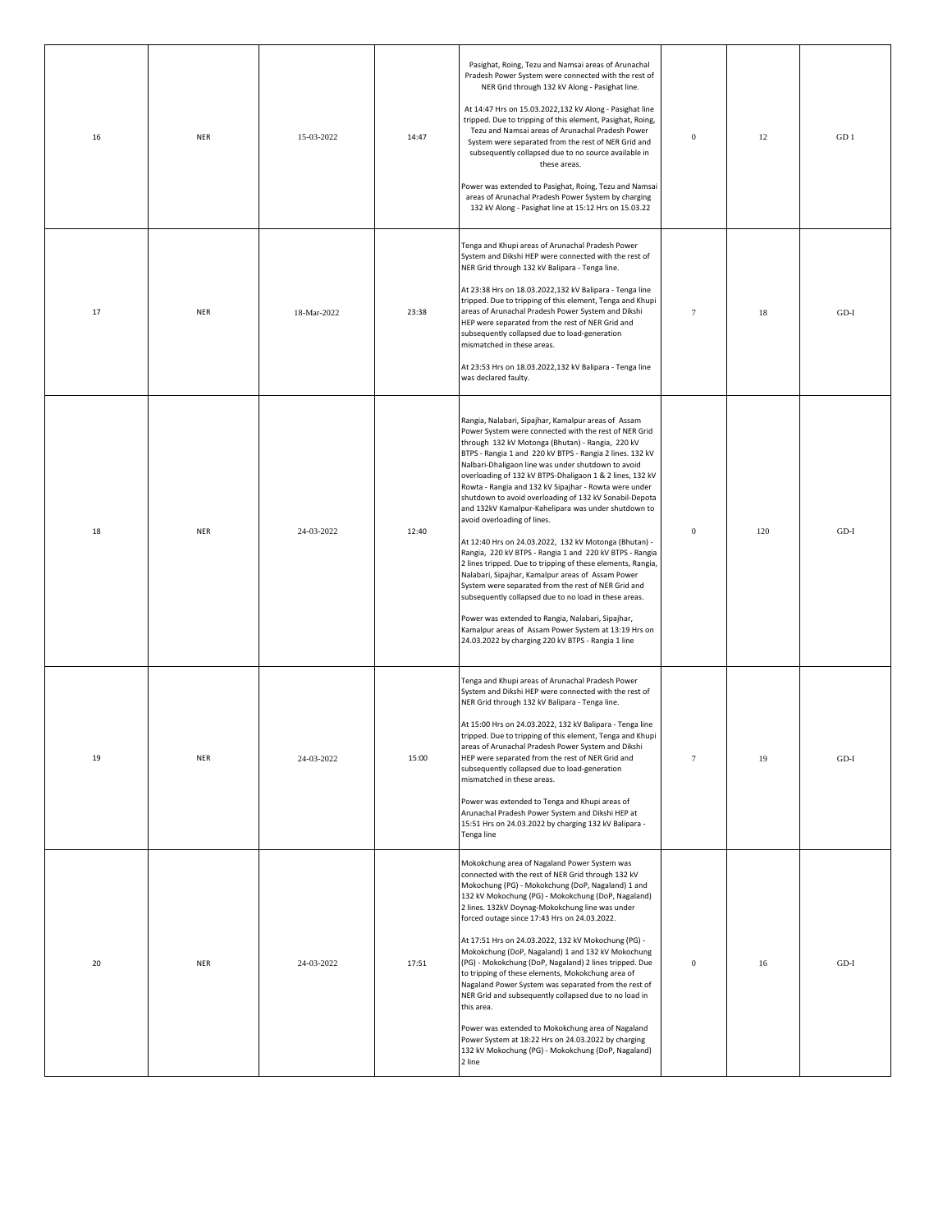| 16 | NER | 15-03-2022 | 14:47 | Pasighat, Roing, Tezu and Namsai areas of Arunachal Pradesh Power System were connected with the rest of NER Grid through 132 kV Along - Pasighat line.<br><br>At 14:47 Hrs on 15.03.2022,132 kV Along - Pasighat line tripped. Due to tripping of this element, Pasighat, Roing, Tezu and Namsai areas of Arunachal Pradesh Power System were separated from the rest of NER Grid and subsequently collapsed due to no source available in these areas.<br><br>Power was extended to Pasighat, Roing, Tezu and Namsai areas of Arunachal Pradesh Power System by charging 132 kV Along - Pasighat line at 15:12 Hrs on 15.03.22 | 0 | 12 | GD 1 |
|---|---|---|---|---|---|---|---|
| 17 | NER | 18-Mar-2022 | 23:38 | Tenga and Khupi areas of Arunachal Pradesh Power System and Dikshi HEP were connected with the rest of NER Grid through 132 kV Balipara - Tenga line.<br><br>At 23:38 Hrs on 18.03.2022,132 kV Balipara - Tenga line tripped. Due to tripping of this element, Tenga and Khupi areas of Arunachal Pradesh Power System and Dikshi HEP were separated from the rest of NER Grid and subsequently collapsed due to load-generation mismatched in these areas.<br><br>At 23:53 Hrs on 18.03.2022,132 kV Balipara - Tenga line was declared faulty. | 7 | 18 | GD-I |
| 18 | NER | 24-03-2022 | 12:40 | Rangia, Nalabari, Sipajhar, Kamalpur areas of Assam Power System were connected with the rest of NER Grid through 132 kV Motonga (Bhutan) - Rangia, 220 kV BTPS - Rangia 1 and 220 kV BTPS - Rangia 2 lines. 132 kV Nalbari-Dhaligaon line was under shutdown to avoid overloading of 132 kV BTPS-Dhaligaon 1 & 2 lines, 132 kV Rowta - Rangia and 132 kV Sipajhar - Rowta were under shutdown to avoid overloading of 132 kV Sonabil-Depota and 132kV Kamalpur-Kahelipara was under shutdown to avoid overloading of lines.<br><br>At 12:40 Hrs on 24.03.2022, 132 kV Motonga (Bhutan) - Rangia, 220 kV BTPS - Rangia 1 and 220 kV BTPS - Rangia 2 lines tripped. Due to tripping of these elements, Rangia, Nalabari, Sipajhar, Kamalpur areas of Assam Power System were separated from the rest of NER Grid and subsequently collapsed due to no load in these areas.<br><br>Power was extended to Rangia, Nalabari, Sipajhar, Kamalpur areas of Assam Power System at 13:19 Hrs on 24.03.2022 by charging 220 kV BTPS - Rangia 1 line | 0 | 120 | GD-I |
| 19 | NER | 24-03-2022 | 15:00 | Tenga and Khupi areas of Arunachal Pradesh Power System and Dikshi HEP were connected with the rest of NER Grid through 132 kV Balipara - Tenga line.<br><br>At 15:00 Hrs on 24.03.2022, 132 kV Balipara - Tenga line tripped. Due to tripping of this element, Tenga and Khupi areas of Arunachal Pradesh Power System and Dikshi HEP were separated from the rest of NER Grid and subsequently collapsed due to load-generation mismatched in these areas.<br><br>Power was extended to Tenga and Khupi areas of Arunachal Pradesh Power System and Dikshi HEP at 15:51 Hrs on 24.03.2022 by charging 132 kV Balipara - Tenga line | 7 | 19 | GD-I |
| 20 | NER | 24-03-2022 | 17:51 | Mokokchung area of Nagaland Power System was connected with the rest of NER Grid through 132 kV Mokochung (PG) - Mokokchung (DoP, Nagaland) 1 and 132 kV Mokochung (PG) - Mokokchung (DoP, Nagaland) 2 lines. 132kV Doynag-Mokokchung line was under forced outage since 17:43 Hrs on 24.03.2022.<br><br>At 17:51 Hrs on 24.03.2022, 132 kV Mokochung (PG) - Mokokchung (DoP, Nagaland) 1 and 132 kV Mokochung (PG) - Mokokchung (DoP, Nagaland) 2 lines tripped. Due to tripping of these elements, Mokokchung area of Nagaland Power System was separated from the rest of NER Grid and subsequently collapsed due to no load in this area.<br><br>Power was extended to Mokokchung area of Nagaland Power System at 18:22 Hrs on 24.03.2022 by charging 132 kV Mokochung (PG) - Mokokchung (DoP, Nagaland) 2 line | 0 | 16 | GD-I |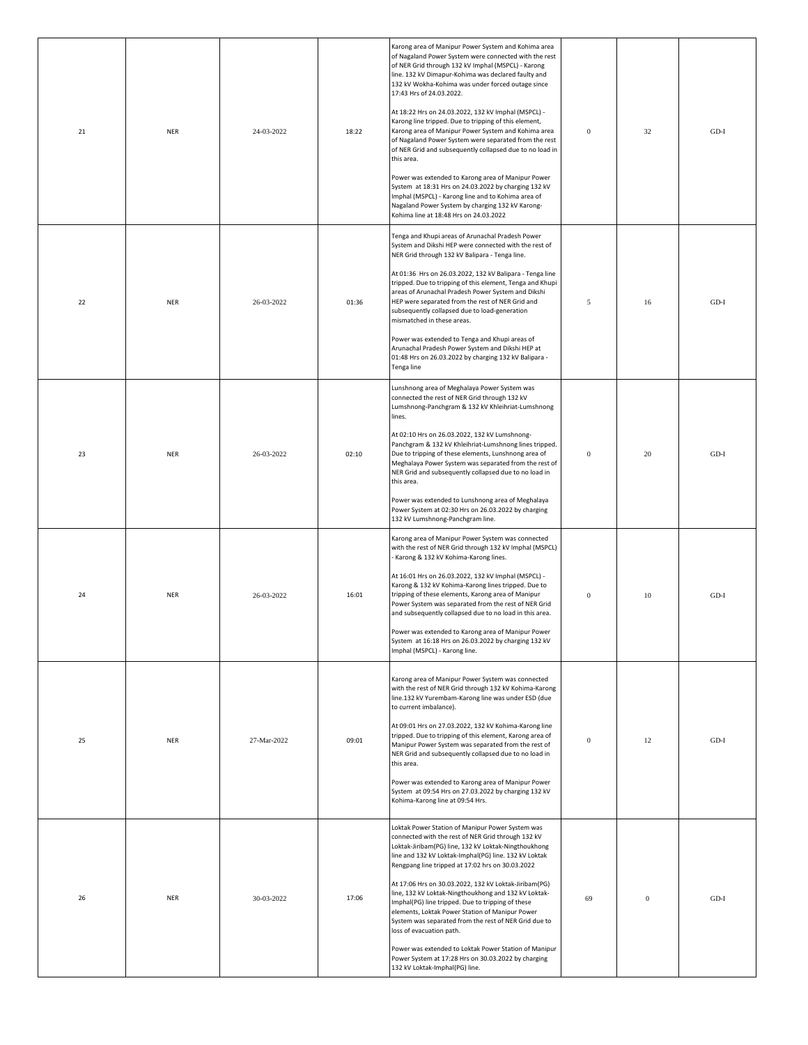| 21 | NER | 24-03-2022 | 18:22 | Karong area of Manipur Power System and Kohima area of Nagaland Power System were connected with the rest of NER Grid through 132 kV Imphal (MSPCL) - Karong line. 132 kV Dimapur-Kohima was declared faulty and 132 kV Wokha-Kohima was under forced outage since 17:43 Hrs of 24.03.2022.<br><br>At 18:22 Hrs on 24.03.2022, 132 kV Imphal (MSPCL) - Karong line tripped. Due to tripping of this element, Karong area of Manipur Power System and Kohima area of Nagaland Power System were separated from the rest of NER Grid and subsequently collapsed due to no load in this area.<br><br>Power was extended to Karong area of Manipur Power System at 18:31 Hrs on 24.03.2022 by charging 132 kV Imphal (MSPCL) - Karong line and to Kohima area of Nagaland Power System by charging 132 kV Karong-Kohima line at 18:48 Hrs on 24.03.2022 | 0 | 32 | GD-I |
|---|---|---|---|---|---|---|---|
| 22 | NER | 26-03-2022 | 01:36 | Tenga and Khupi areas of Arunachal Pradesh Power System and Dikshi HEP were connected with the rest of NER Grid through 132 kV Balipara - Tenga line.<br><br>At 01:36 Hrs on 26.03.2022, 132 kV Balipara - Tenga line tripped. Due to tripping of this element, Tenga and Khupi areas of Arunachal Pradesh Power System and Dikshi HEP were separated from the rest of NER Grid and subsequently collapsed due to load-generation mismatched in these areas.<br><br>Power was extended to Tenga and Khupi areas of Arunachal Pradesh Power System and Dikshi HEP at 01:48 Hrs on 26.03.2022 by charging 132 kV Balipara - Tenga line | 5 | 16 | GD-I |
| 23 | NER | 26-03-2022 | 02:10 | Lunshnong area of Meghalaya Power System was connected the rest of NER Grid through 132 kV Lumshnong-Panchgram & 132 kV Khleihriat-Lumshnong lines.<br><br>At 02:10 Hrs on 26.03.2022, 132 kV Lumshnong-Panchgram & 132 kV Khleihriat-Lumshnong lines tripped. Due to tripping of these elements, Lunshnong area of Meghalaya Power System was separated from the rest of NER Grid and subsequently collapsed due to no load in this area.<br><br>Power was extended to Lunshnong area of Meghalaya Power System at 02:30 Hrs on 26.03.2022 by charging 132 kV Lumshnong-Panchgram line. | 0 | 20 | GD-I |
| 24 | NER | 26-03-2022 | 16:01 | Karong area of Manipur Power System was connected with the rest of NER Grid through 132 kV Imphal (MSPCL) - Karong & 132 kV Kohima-Karong lines.<br><br>At 16:01 Hrs on 26.03.2022, 132 kV Imphal (MSPCL) - Karong & 132 kV Kohima-Karong lines tripped. Due to tripping of these elements, Karong area of Manipur Power System was separated from the rest of NER Grid and subsequently collapsed due to no load in this area.<br><br>Power was extended to Karong area of Manipur Power System at 16:18 Hrs on 26.03.2022 by charging 132 kV Imphal (MSPCL) - Karong line. | 0 | 10 | GD-I |
| 25 | NER | 27-Mar-2022 | 09:01 | Karong area of Manipur Power System was connected with the rest of NER Grid through 132 kV Kohima-Karong line.132 kV Yurembam-Karong line was under ESD (due to current imbalance).<br><br>At 09:01 Hrs on 27.03.2022, 132 kV Kohima-Karong line tripped. Due to tripping of this element, Karong area of Manipur Power System was separated from the rest of NER Grid and subsequently collapsed due to no load in this area.<br><br>Power was extended to Karong area of Manipur Power System at 09:54 Hrs on 27.03.2022 by charging 132 kV Kohima-Karong line at 09:54 Hrs. | 0 | 12 | GD-I |
| 26 | NER | 30-03-2022 | 17:06 | Loktak Power Station of Manipur Power System was connected with the rest of NER Grid through 132 kV Loktak-Jiribam(PG) line, 132 kV Loktak-Ningthoukhong line and 132 kV Loktak-Imphal(PG) line. 132 kV Loktak Rengpang line tripped at 17:02 hrs on 30.03.2022<br><br>At 17:06 Hrs on 30.03.2022, 132 kV Loktak-Jiribam(PG) line, 132 kV Loktak-Ningthoukhong and 132 kV Loktak-Imphal(PG) line tripped. Due to tripping of these elements, Loktak Power Station of Manipur Power System was separated from the rest of NER Grid due to loss of evacuation path.<br><br>Power was extended to Loktak Power Station of Manipur Power System at 17:28 Hrs on 30.03.2022 by charging 132 kV Loktak-Imphal(PG) line. | 69 | 0 | GD-I |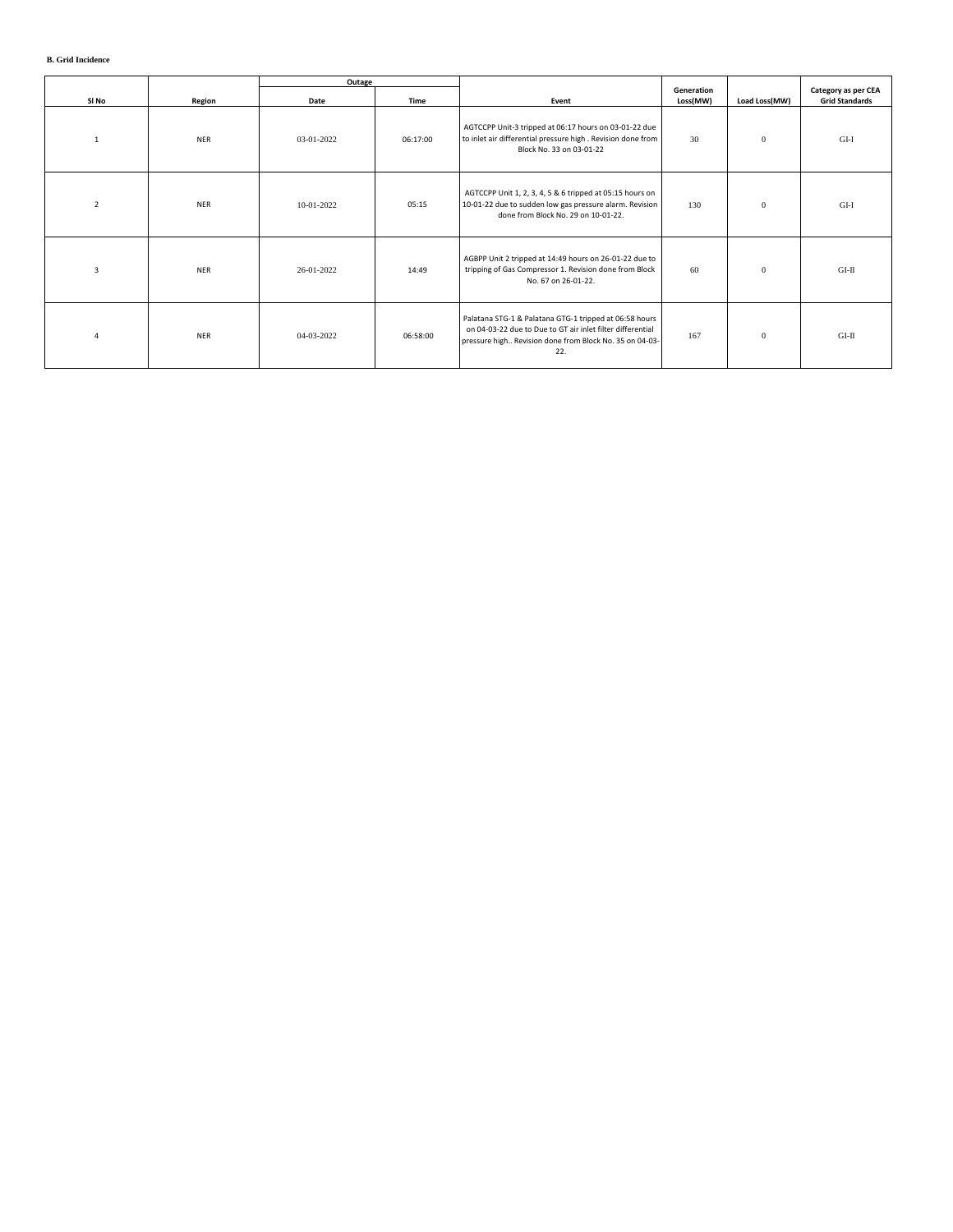**B. Grid Incidence**

| Sl No | Region | Outage | | Event | Generation Loss(MW) | Load Loss(MW) | Category as per CEA Grid Standards |
|---|---|---|---|---|---|---|---|
| | | Date | Time | | | | |
| 1 | NER | 03-01-2022 | 06:17:00 | AGTCCPP Unit-3 tripped at 06:17 hours on 03-01-22 due to inlet air differential pressure high . Revision done from Block No. 33 on 03-01-22 | 30 | 0 | GI-I |
| 2 | NER | 10-01-2022 | 05:15 | AGTCCPP Unit 1, 2, 3, 4, 5 & 6 tripped at 05:15 hours on 10-01-22 due to sudden low gas pressure alarm. Revision done from Block No. 29 on 10-01-22. | 130 | 0 | GI-I |
| 3 | NER | 26-01-2022 | 14:49 | AGBPP Unit 2 tripped at 14:49 hours on 26-01-22 due to tripping of Gas Compressor 1. Revision done from Block No. 67 on 26-01-22. | 60 | 0 | GI-II |
| 4 | NER | 04-03-2022 | 06:58:00 | Palatana STG-1 & Palatana GTG-1 tripped at 06:58 hours on 04-03-22 due to Due to GT air inlet filter differential pressure high.. Revision done from Block No. 35 on 04-03-22. | 167 | 0 | GI-II |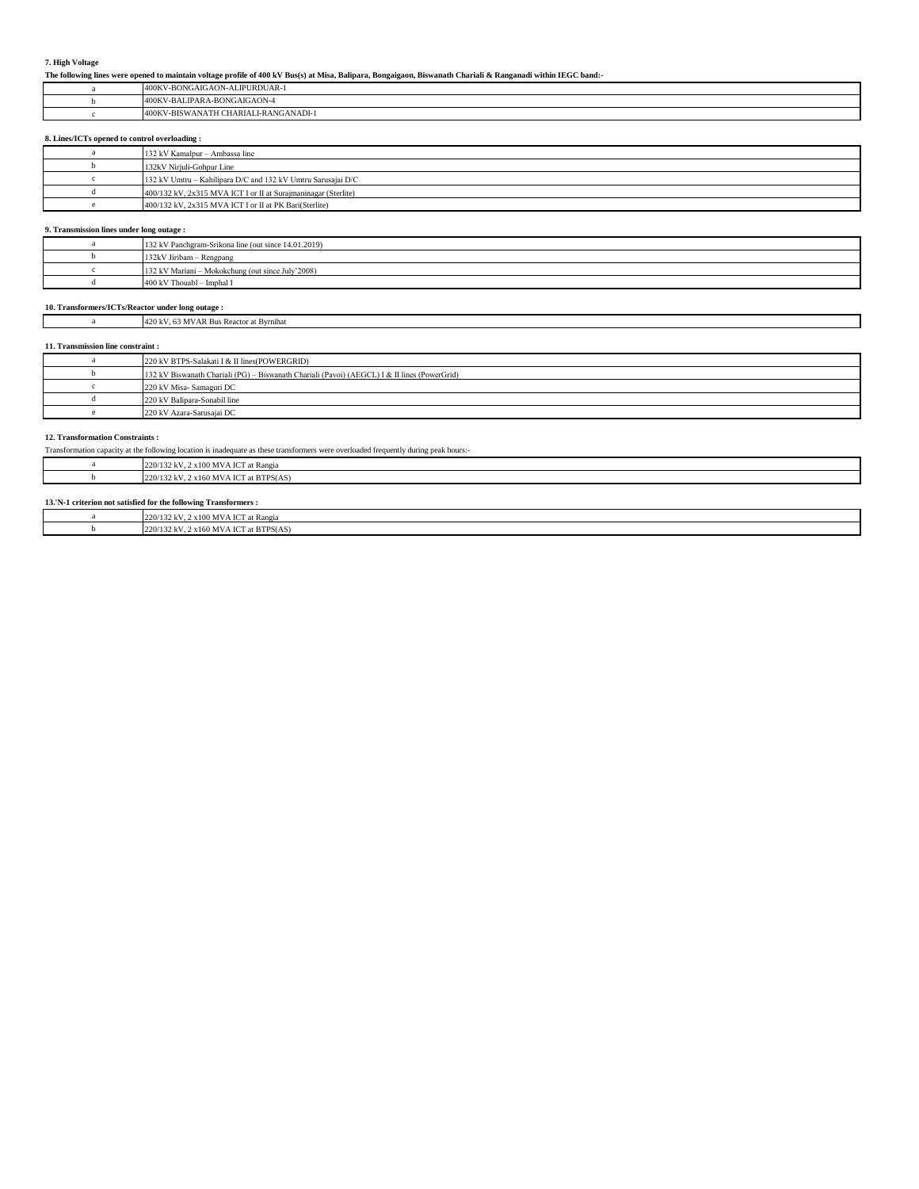**7. High Voltage**

**The following lines were opened to maintain voltage profile of 400 kV Bus(s) at Misa, Balipara, Bongaigaon, Biswanath Chariali & Ranganadi within IEGC band:-**

| | |
|---|---|
| a | 400KV-BONGAIGAON-ALIPURDUAR-1 |
| b | 400KV-BALIPARA-BONGAIGAON-4 |
| c | 400KV-BISWANATH CHARIALI-RANGANADI-1 |

**8. Lines/ICTs opened to control overloading :**

| | |
|---|---|
| a | 132 kV Kamalpur – Ambassa line |
| b | 132kV Nirjuli-Gohpur Line |
| c | 132 kV Umtru – Kahilipara D/C and 132 kV Umtru Sarusajai D/C |
| d | 400/132 kV, 2x315 MVA ICT I or II at Surajmaninagar (Sterlite) |
| e | 400/132 kV, 2x315 MVA ICT I or II at PK Bari(Sterlite) |

**9. Transmission lines under long outage :**

| | |
|---|---|
| a | 132 kV Panchgram-Srikona line (out since 14.01.2019) |
| b | 132kV Jiribam – Rengpang |
| c | 132 kV Mariani – Mokokchung (out since July'2008) |
| d | 400 kV Thouabl – Imphal I |

**10. Transformers/ICTs/Reactor under long outage :**

| | |
|---|---|
| a | 420 kV, 63 MVAR Bus Reactor at Byrnihat |

**11. Transmission line constraint :**

| | |
|---|---|
| a | 220 kV BTPS-Salakati I & II lines(POWERGRID) |
| b | 132 kV Biswanath Chariali (PG) – Biswanath Chariali (Pavoi) (AEGCL) I & II lines (PowerGrid) |
| c | 220 kV Misa- Samaguri DC |
| d | 220 kV Balipara-Sonabil line |
| e | 220 kV Azara-Sarusajai DC |

**12. Transformation Constraints :**

Transformation capacity at the following location is inadequate as these transformers were overloaded frequently during peak hours:-

| | |
|---|---|
| a | 220/132 kV, 2 x100 MVA ICT at Rangia |
| b | 220/132 kV, 2 x160 MVA ICT at BTPS(AS) |

**13.'N-1 criterion not satisfied for the following Transformers :**

| | |
|---|---|
| a | 220/132 kV, 2 x100 MVA ICT at Rangia |
| b | 220/132 kV, 2 x160 MVA ICT at BTPS(AS) |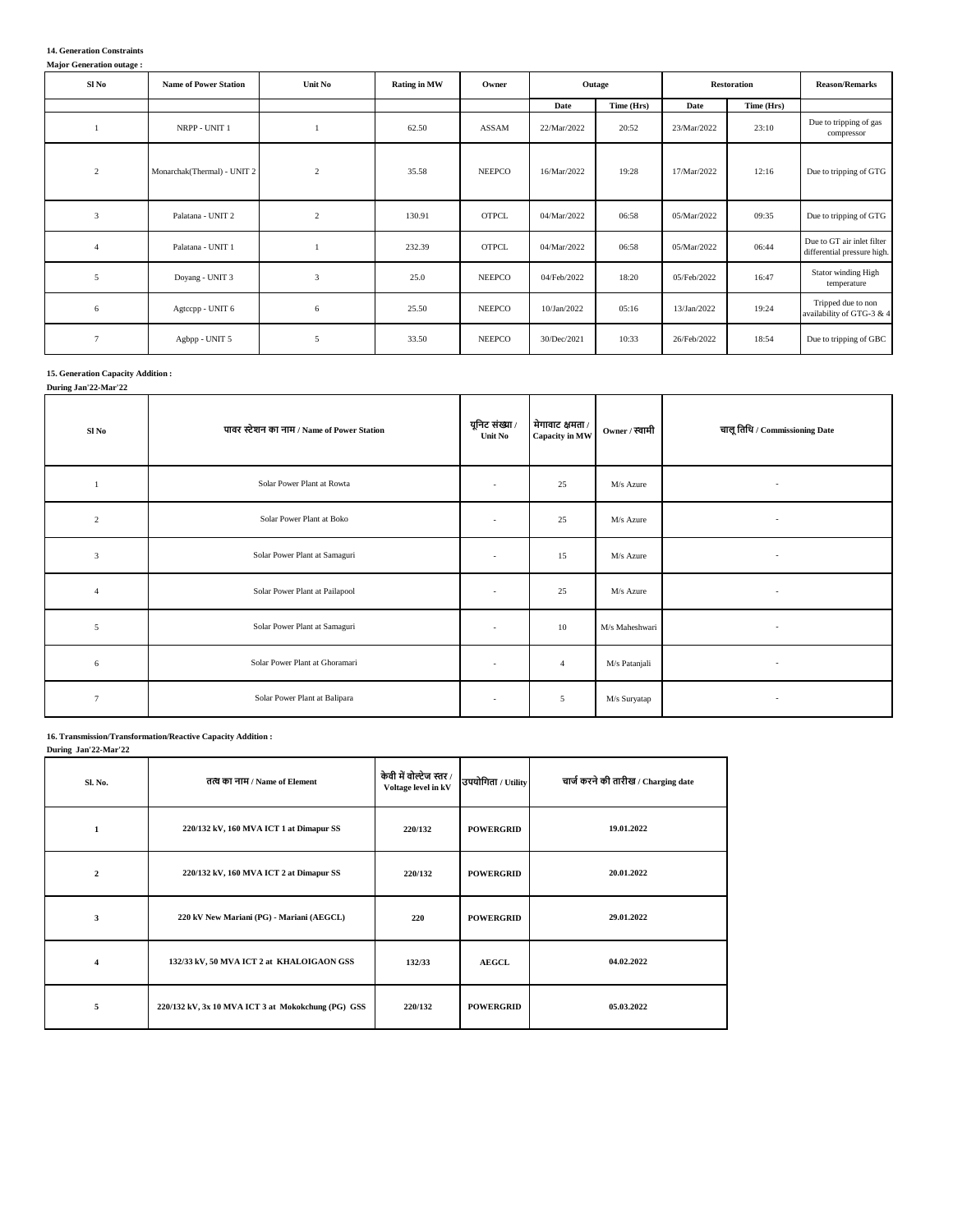**14. Generation Constraints**

**Major Generation outage :**

| Sl No | Name of Power Station | Unit No | Rating in MW | Owner | Outage | | Restoration | | Reason/Remarks |
|---|---|---|---|---|---|---|---|---|---|
| | | | | | Date | Time (Hrs) | Date | Time (Hrs) | |
| 1 | NRPP - UNIT 1 | 1 | 62.50 | ASSAM | 22/Mar/2022 | 20:52 | 23/Mar/2022 | 23:10 | Due to tripping of gas compressor |
| 2 | Monarchak(Thermal) - UNIT 2 | 2 | 35.58 | NEEPCO | 16/Mar/2022 | 19:28 | 17/Mar/2022 | 12:16 | Due to tripping of GTG |
| 3 | Palatana - UNIT 2 | 2 | 130.91 | OTPCL | 04/Mar/2022 | 06:58 | 05/Mar/2022 | 09:35 | Due to tripping of GTG |
| 4 | Palatana - UNIT 1 | 1 | 232.39 | OTPCL | 04/Mar/2022 | 06:58 | 05/Mar/2022 | 06:44 | Due to GT air inlet filter differential pressure high. |
| 5 | Doyang - UNIT 3 | 3 | 25.0 | NEEPCO | 04/Feb/2022 | 18:20 | 05/Feb/2022 | 16:47 | Stator winding High temperature |
| 6 | Agtccpp - UNIT 6 | 6 | 25.50 | NEEPCO | 10/Jan/2022 | 05:16 | 13/Jan/2022 | 19:24 | Tripped due to non availability of GTG-3 & 4 |
| 7 | Agbpp - UNIT 5 | 5 | 33.50 | NEEPCO | 30/Dec/2021 | 10:33 | 26/Feb/2022 | 18:54 | Due to tripping of GBC |

**15. Generation Capacity Addition :**

**During Jan'22-Mar'22**

| Sl No | पावर स्टेशन का नाम / Name of Power Station | यूनिट संख्या / Unit No | मेगावाट क्षमता / Capacity in MW | Owner / स्वामी | चालू तिथि / Commissioning Date |
|---|---|---|---|---|---|
| 1 | Solar Power Plant at Rowta | - | 25 | M/s Azure | - |
| 2 | Solar Power Plant at Boko | - | 25 | M/s Azure | - |
| 3 | Solar Power Plant at Samaguri | - | 15 | M/s Azure | - |
| 4 | Solar Power Plant at Pailapool | - | 25 | M/s Azure | - |
| 5 | Solar Power Plant at Samaguri | - | 10 | M/s Maheshwari | - |
| 6 | Solar Power Plant at Ghoramari | - | 4 | M/s Patanjali | - |
| 7 | Solar Power Plant at Balipara | - | 5 | M/s Suryatap | - |

**16. Transmission/Transformation/Reactive Capacity Addition :**

**During Jan'22-Mar'22**

| Sl. No. | तत्व का नाम / Name of Element | केवी में वोल्टेज स्तर / Voltage level in kV | उपयोगिता / Utility | चार्ज करने की तारीख / Charging date |
|---|---|---|---|---|
| **1** | **220/132 kV, 160 MVA ICT 1 at Dimapur SS** | **220/132** | **POWERGRID** | **19.01.2022** |
| **2** | **220/132 kV, 160 MVA ICT 2 at Dimapur SS** | **220/132** | **POWERGRID** | **20.01.2022** |
| **3** | **220 kV New Mariani (PG) - Mariani (AEGCL)** | **220** | **POWERGRID** | **29.01.2022** |
| **4** | **132/33 kV, 50 MVA ICT 2 at KHALOIGAON GSS** | **132/33** | **AEGCL** | **04.02.2022** |
| **5** | **220/132 kV, 3x 10 MVA ICT 3 at Mokokchung (PG) GSS** | **220/132** | **POWERGRID** | **05.03.2022** |